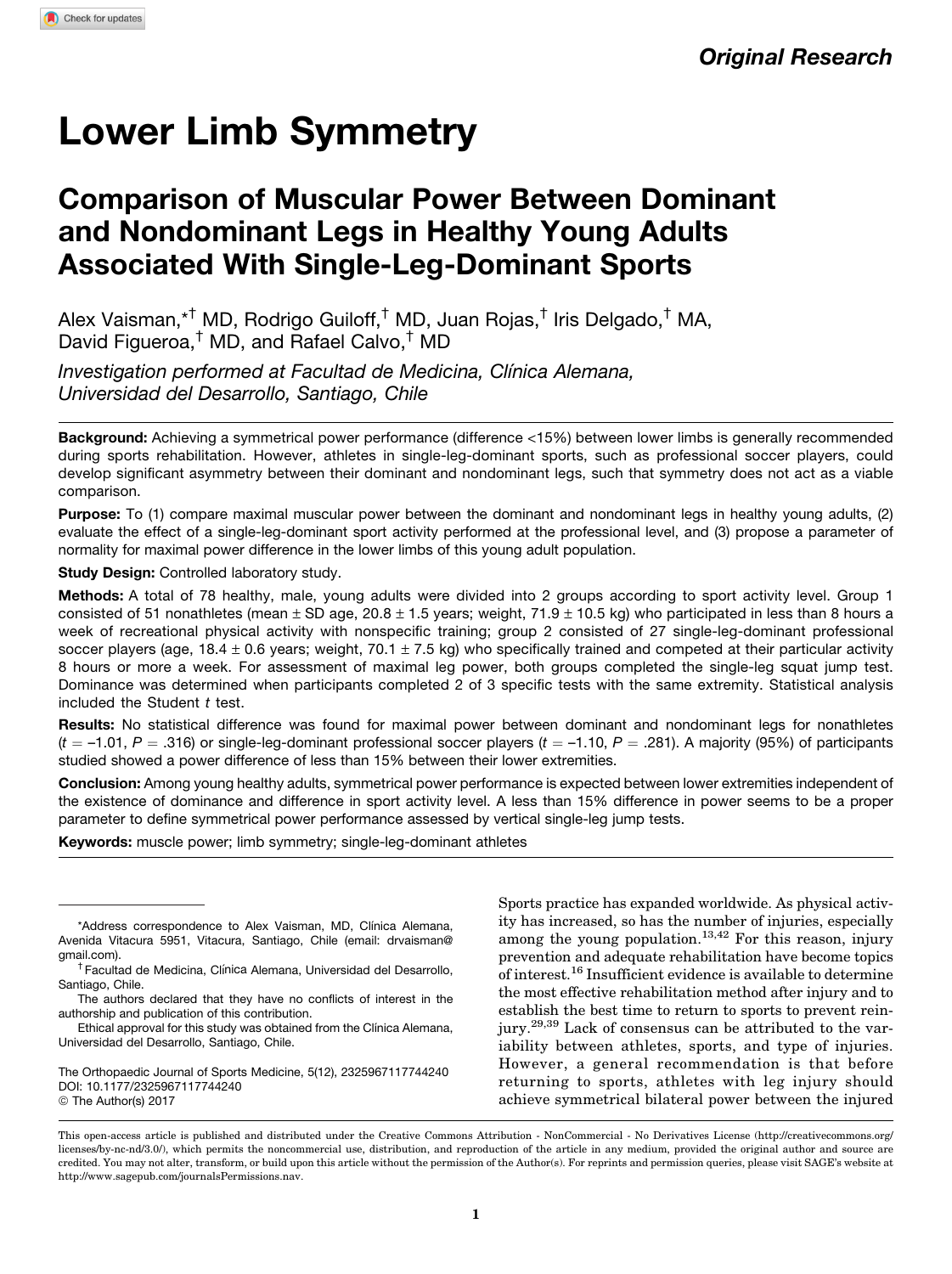Original Research

# Lower Limb Symmetry

## Comparison of Muscular Power Between Dominant and Nondominant Legs in Healthy Young Adults Associated With Single-Leg-Dominant Sports

Alex Vaisman,*† MD, Rodrigo Guiloff,† MD, Juan Rojas,† Iris Delgado,† MA, David Figueroa,† MD, and Rafael Calvo,† MD

*Investigation performed at Facultad de Medicina, Clínica Alemana, Universidad del Desarrollo, Santiago, Chile*

**Background:** Achieving a symmetrical power performance (difference <15%) between lower limbs is generally recommended during sports rehabilitation. However, athletes in single-leg-dominant sports, such as professional soccer players, could develop significant asymmetry between their dominant and nondominant legs, such that symmetry does not act as a viable comparison.

**Purpose:** To (1) compare maximal muscular power between the dominant and nondominant legs in healthy young adults, (2) evaluate the effect of a single-leg-dominant sport activity performed at the professional level, and (3) propose a parameter of normality for maximal power difference in the lower limbs of this young adult population.

**Study Design:** Controlled laboratory study.

**Methods:** A total of 78 healthy, male, young adults were divided into 2 groups according to sport activity level. Group 1 consisted of 51 nonathletes (mean ± SD age, 20.8 ± 1.5 years; weight, 71.9 ± 10.5 kg) who participated in less than 8 hours a week of recreational physical activity with nonspecific training; group 2 consisted of 27 single-leg-dominant professional soccer players (age, 18.4 ± 0.6 years; weight, 70.1 ± 7.5 kg) who specifically trained and competed at their particular activity 8 hours or more a week. For assessment of maximal leg power, both groups completed the single-leg squat jump test. Dominance was determined when participants completed 2 of 3 specific tests with the same extremity. Statistical analysis included the Student *t* test.

**Results:** No statistical difference was found for maximal power between dominant and nondominant legs for nonathletes ($t = -1.01$, $P = .316$) or single-leg-dominant professional soccer players ($t = -1.10$, $P = .281$). A majority (95%) of participants studied showed a power difference of less than 15% between their lower extremities.

**Conclusion:** Among young healthy adults, symmetrical power performance is expected between lower extremities independent of the existence of dominance and difference in sport activity level. A less than 15% difference in power seems to be a proper parameter to define symmetrical power performance assessed by vertical single-leg jump tests.

**Keywords:** muscle power; limb symmetry; single-leg-dominant athletes

Sports practice has expanded worldwide. As physical activity has increased, so has the number of injuries, especially among the young population.[13,42] For this reason, injury prevention and adequate rehabilitation have become topics of interest.[16] Insufficient evidence is available to determine the most effective rehabilitation method after injury and to establish the best time to return to sports to prevent reinjury.[29,39] Lack of consensus can be attributed to the variability between athletes, sports, and type of injuries. However, a general recommendation is that before returning to sports, athletes with leg injury should achieve symmetrical bilateral power between the injured

---

*Address correspondence to Alex Vaisman, MD, Clínica Alemana, Avenida Vitacura 5951, Vitacura, Santiago, Chile (email: drvaisman@gmail.com).

†Facultad de Medicina, Clínica Alemana, Universidad del Desarrollo, Santiago, Chile.

The authors declared that they have no conflicts of interest in the authorship and publication of this contribution.

Ethical approval for this study was obtained from the Clínica Alemana, Universidad del Desarrollo, Santiago, Chile.

The Orthopaedic Journal of Sports Medicine, 5(12), 2325967117744240
DOI: 10.1177/2325967117744240
© The Author(s) 2017

This open-access article is published and distributed under the Creative Commons Attribution - NonCommercial - No Derivatives License (http://creativecommons.org/licenses/by-nc-nd/3.0/), which permits the noncommercial use, distribution, and reproduction of the article in any medium, provided the original author and source are credited. You may not alter, transform, or build upon this article without the permission of the Author(s). For reprints and permission queries, please visit SAGE's website at http://www.sagepub.com/journalsPermissions.nav.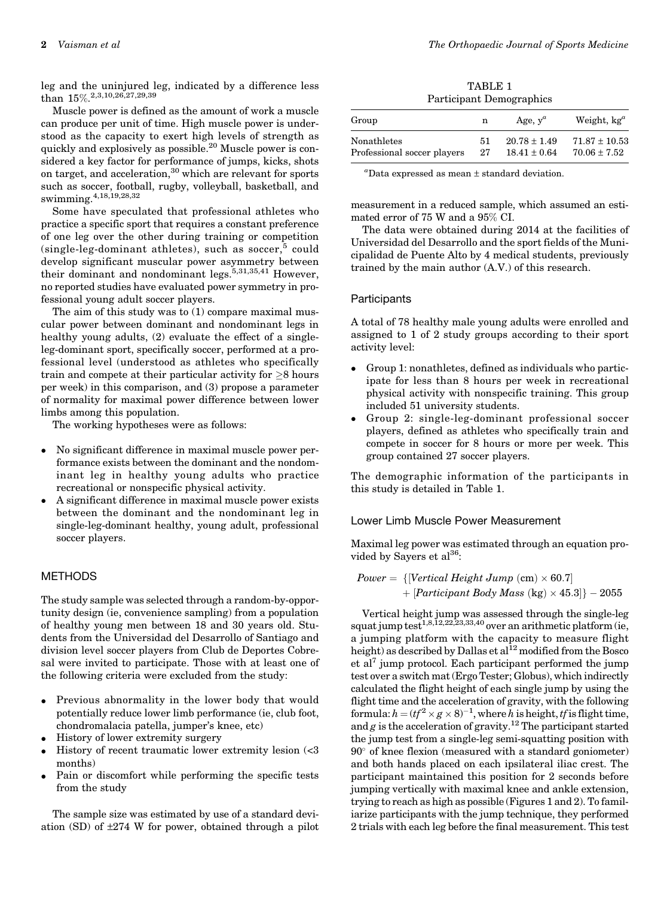leg and the uninjured leg, indicated by a difference less than 15%.[2,3,10,26,27,29,39]

Muscle power is defined as the amount of work a muscle can produce per unit of time. High muscle power is understood as the capacity to exert high levels of strength as quickly and explosively as possible.[20] Muscle power is considered a key factor for performance of jumps, kicks, shots on target, and acceleration,[30] which are relevant for sports such as soccer, football, rugby, volleyball, basketball, and swimming.[4,18,19,28,32]

Some have speculated that professional athletes who practice a specific sport that requires a constant preference of one leg over the other during training or competition (single-leg-dominant athletes), such as soccer,[5] could develop significant muscular power asymmetry between their dominant and nondominant legs.[5,31,35,41] However, no reported studies have evaluated power symmetry in professional young adult soccer players.

The aim of this study was to (1) compare maximal muscular power between dominant and nondominant legs in healthy young adults, (2) evaluate the effect of a single-leg-dominant sport, specifically soccer, performed at a professional level (understood as athletes who specifically train and compete at their particular activity for ≥8 hours per week) in this comparison, and (3) propose a parameter of normality for maximal power difference between lower limbs among this population.

The working hypotheses were as follows:

- No significant difference in maximal muscle power performance exists between the dominant and the nondominant leg in healthy young adults who practice recreational or nonspecific physical activity.
- A significant difference in maximal muscle power exists between the dominant and the nondominant leg in single-leg-dominant healthy, young adult, professional soccer players.

## METHODS

The study sample was selected through a random-by-opportunity design (ie, convenience sampling) from a population of healthy young men between 18 and 30 years old. Students from the Universidad del Desarrollo of Santiago and division level soccer players from Club de Deportes Cobresal were invited to participate. Those with at least one of the following criteria were excluded from the study:

- Previous abnormality in the lower body that would potentially reduce lower limb performance (ie, club foot, chondromalacia patella, jumper's knee, etc)
- History of lower extremity surgery
- History of recent traumatic lower extremity lesion (<3 months)
- Pain or discomfort while performing the specific tests from the study

The sample size was estimated by use of a standard deviation (SD) of ±274 W for power, obtained through a pilot measurement in a reduced sample, which assumed an estimated error of 75 W and a 95% CI.

The data were obtained during 2014 at the facilities of Universidad del Desarrollo and the sport fields of the Municipalidad de Puente Alto by 4 medical students, previously trained by the main author (A.V.) of this research.

TABLE 1
Participant Demographics

| Group | n | Age, y[a] | Weight, kg[a] |
|---|---|---|---|
| Nonathletes | 51 | 20.78 ± 1.49 | 71.87 ± 10.53 |
| Professional soccer players | 27 | 18.41 ± 0.64 | 70.06 ± 7.52 |

[a]Data expressed as mean ± standard deviation.

### Participants

A total of 78 healthy male young adults were enrolled and assigned to 1 of 2 study groups according to their sport activity level:

- Group 1: nonathletes, defined as individuals who participate for less than 8 hours per week in recreational physical activity with nonspecific training. This group included 51 university students.
- Group 2: single-leg-dominant professional soccer players, defined as athletes who specifically train and compete in soccer for 8 hours or more per week. This group contained 27 soccer players.

The demographic information of the participants in this study is detailed in Table 1.

### Lower Limb Muscle Power Measurement

Maximal leg power was estimated through an equation provided by Sayers et al[36]:

$$Power = \{[Vertical\ Height\ Jump\ (\text{cm}) \times 60.7] + [Participant\ Body\ Mass\ (\text{kg}) \times 45.3]\} - 2055$$

Vertical height jump was assessed through the single-leg squat jump test[1,8,12,22,23,33,40] over an arithmetic platform (ie, a jumping platform with the capacity to measure flight height) as described by Dallas et al[12] modified from the Bosco et al[7] jump protocol. Each participant performed the jump test over a switch mat (Ergo Tester; Globus), which indirectly calculated the flight height of each single jump by using the flight time and the acceleration of gravity, with the following formula: $h = (tf^2 \times g \times 8)^{-1}$, where $h$ is height, $tf$ is flight time, and $g$ is the acceleration of gravity.[12] The participant started the jump test from a single-leg semi-squatting position with 90° of knee flexion (measured with a standard goniometer) and both hands placed on each ipsilateral iliac crest. The participant maintained this position for 2 seconds before jumping vertically with maximal knee and ankle extension, trying to reach as high as possible (Figures 1 and 2). To familiarize participants with the jump technique, they performed 2 trials with each leg before the final measurement. This test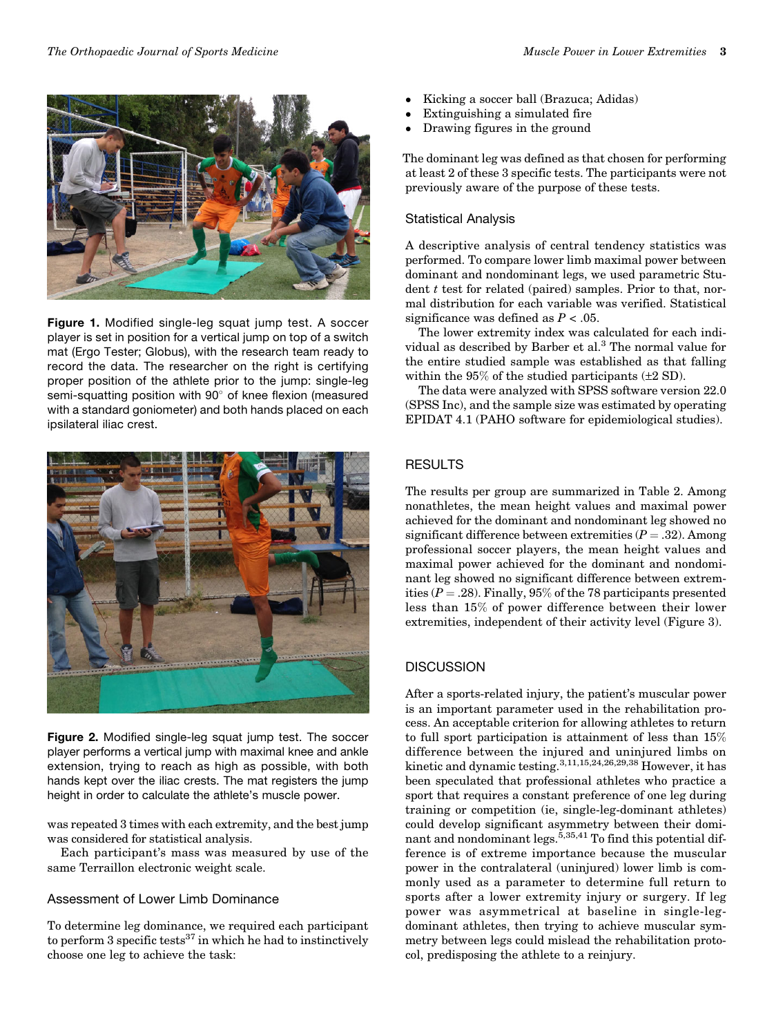Figure 1. Modified single-leg squat jump test. A soccer player is set in position for a vertical jump on top of a switch mat (Ergo Tester; Globus), with the research team ready to record the data. The researcher on the right is certifying proper position of the athlete prior to the jump: single-leg semi-squatting position with 90° of knee flexion (measured with a standard goniometer) and both hands placed on each ipsilateral iliac crest.

Figure 2. Modified single-leg squat jump test. The soccer player performs a vertical jump with maximal knee and ankle extension, trying to reach as high as possible, with both hands kept over the iliac crests. The mat registers the jump height in order to calculate the athlete's muscle power.

was repeated 3 times with each extremity, and the best jump was considered for statistical analysis.

Each participant's mass was measured by use of the same Terraillon electronic weight scale.

### Assessment of Lower Limb Dominance

To determine leg dominance, we required each participant to perform 3 specific tests[37] in which he had to instinctively choose one leg to achieve the task:

- Kicking a soccer ball (Brazuca; Adidas)
- Extinguishing a simulated fire
- Drawing figures in the ground

The dominant leg was defined as that chosen for performing at least 2 of these 3 specific tests. The participants were not previously aware of the purpose of these tests.

### Statistical Analysis

A descriptive analysis of central tendency statistics was performed. To compare lower limb maximal power between dominant and nondominant legs, we used parametric Student *t* test for related (paired) samples. Prior to that, normal distribution for each variable was verified. Statistical significance was defined as $P < .05$.

The lower extremity index was calculated for each individual as described by Barber et al.[3] The normal value for the entire studied sample was established as that falling within the 95% of the studied participants (±2 SD).

The data were analyzed with SPSS software version 22.0 (SPSS Inc), and the sample size was estimated by operating EPIDAT 4.1 (PAHO software for epidemiological studies).

## RESULTS

The results per group are summarized in Table 2. Among nonathletes, the mean height values and maximal power achieved for the dominant and nondominant leg showed no significant difference between extremities ($P = .32$). Among professional soccer players, the mean height values and maximal power achieved for the dominant and nondominant leg showed no significant difference between extremities ($P = .28$). Finally, 95% of the 78 participants presented less than 15% of power difference between their lower extremities, independent of their activity level (Figure 3).

## DISCUSSION

After a sports-related injury, the patient's muscular power is an important parameter used in the rehabilitation process. An acceptable criterion for allowing athletes to return to full sport participation is attainment of less than 15% difference between the injured and uninjured limbs on kinetic and dynamic testing.[3,11,15,24,26,29,38] However, it has been speculated that professional athletes who practice a sport that requires a constant preference of one leg during training or competition (ie, single-leg-dominant athletes) could develop significant asymmetry between their dominant and nondominant legs.[5,35,41] To find this potential difference is of extreme importance because the muscular power in the contralateral (uninjured) lower limb is commonly used as a parameter to determine full return to sports after a lower extremity injury or surgery. If leg power was asymmetrical at baseline in single-leg-dominant athletes, then trying to achieve muscular symmetry between legs could mislead the rehabilitation protocol, predisposing the athlete to a reinjury.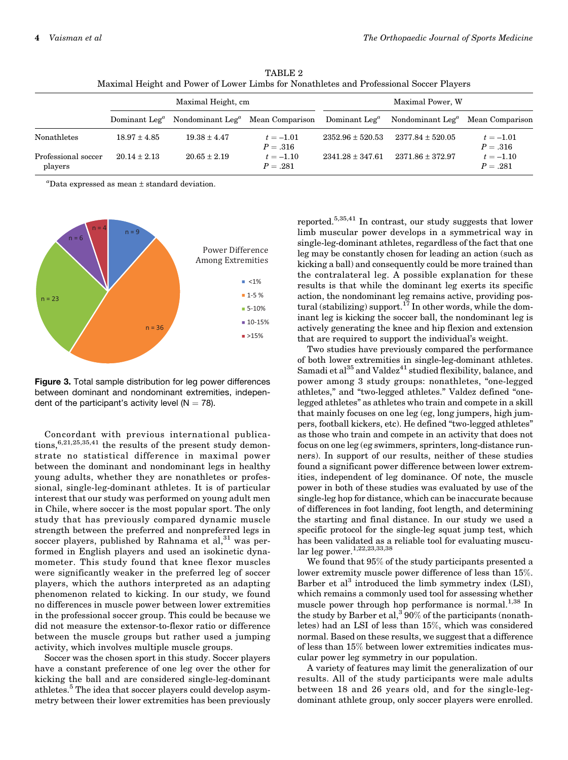TABLE 2
Maximal Height and Power of Lower Limbs for Nonathletes and Professional Soccer Players

| | Maximal Height, cm | | | Maximal Power, W | | |
|---|---|---|---|---|---|---|
| | Dominant Leg[a] | Nondominant Leg[a] | Mean Comparison | Dominant Leg[a] | Nondominant Leg[a] | Mean Comparison |
| Nonathletes | 18.97 ± 4.85 | 19.38 ± 4.47 | $t = -1.01$ $P = .316$ | 2352.96 ± 520.53 | 2377.84 ± 520.05 | $t = -1.01$ $P = .316$ |
| Professional soccer players | 20.14 ± 2.13 | 20.65 ± 2.19 | $t = -1.10$ $P = .281$ | 2341.28 ± 347.61 | 2371.86 ± 372.97 | $t = -1.10$ $P = .281$ |

[a]Data expressed as mean ± standard deviation.

Power Difference Among Extremities

<1%

1-5 %

5-10%

10-15%

>15%

n = 9

n = 36

n = 23

n = 6

n = 4

**Figure 3.** Total sample distribution for leg power differences between dominant and nondominant extremities, independent of the participant's activity level (N = 78).

Concordant with previous international publications,[6,21,25,35,41] the results of the present study demonstrate no statistical difference in maximal power between the dominant and nondominant legs in healthy young adults, whether they are nonathletes or professional, single-leg-dominant athletes. It is of particular interest that our study was performed on young adult men in Chile, where soccer is the most popular sport. The only study that has previously compared dynamic muscle strength between the preferred and nonpreferred legs in soccer players, published by Rahnama et al,[31] was performed in English players and used an isokinetic dynamometer. This study found that knee flexor muscles were significantly weaker in the preferred leg of soccer players, which the authors interpreted as an adapting phenomenon related to kicking. In our study, we found no differences in muscle power between lower extremities in the professional soccer group. This could be because we did not measure the extensor-to-flexor ratio or difference between the muscle groups but rather used a jumping activity, which involves multiple muscle groups.

Soccer was the chosen sport in this study. Soccer players have a constant preference of one leg over the other for kicking the ball and are considered single-leg-dominant athletes.[5] The idea that soccer players could develop asymmetry between their lower extremities has been previously reported.[5,35,41] In contrast, our study suggests that lower limb muscular power develops in a symmetrical way in single-leg-dominant athletes, regardless of the fact that one leg may be constantly chosen for leading an action (such as kicking a ball) and consequently could be more trained than the contralateral leg. A possible explanation for these results is that while the dominant leg exerts its specific action, the nondominant leg remains active, providing postural (stabilizing) support.[17] In other words, while the dominant leg is kicking the soccer ball, the nondominant leg is actively generating the knee and hip flexion and extension that are required to support the individual's weight.

Two studies have previously compared the performance of both lower extremities in single-leg-dominant athletes. Samadi et al[35] and Valdez[41] studied flexibility, balance, and power among 3 study groups: nonathletes, "one-legged athletes," and "two-legged athletes." Valdez defined "one-legged athletes" as athletes who train and compete in a skill that mainly focuses on one leg (eg, long jumpers, high jumpers, football kickers, etc). He defined "two-legged athletes" as those who train and compete in an activity that does not focus on one leg (eg swimmers, sprinters, long-distance runners). In support of our results, neither of these studies found a significant power difference between lower extremities, independent of leg dominance. Of note, the muscle power in both of these studies was evaluated by use of the single-leg hop for distance, which can be inaccurate because of differences in foot landing, foot length, and determining the starting and final distance. In our study we used a specific protocol for the single-leg squat jump test, which has been validated as a reliable tool for evaluating muscular leg power.[1,22,23,33,38]

We found that 95% of the study participants presented a lower extremity muscle power difference of less than 15%. Barber et al[3] introduced the limb symmetry index (LSI), which remains a commonly used tool for assessing whether muscle power through hop performance is normal.[1,38] In the study by Barber et al,[3] 90% of the participants (nonathletes) had an LSI of less than 15%, which was considered normal. Based on these results, we suggest that a difference of less than 15% between lower extremities indicates muscular power leg symmetry in our population.

A variety of features may limit the generalization of our results. All of the study participants were male adults between 18 and 26 years old, and for the single-leg-dominant athlete group, only soccer players were enrolled.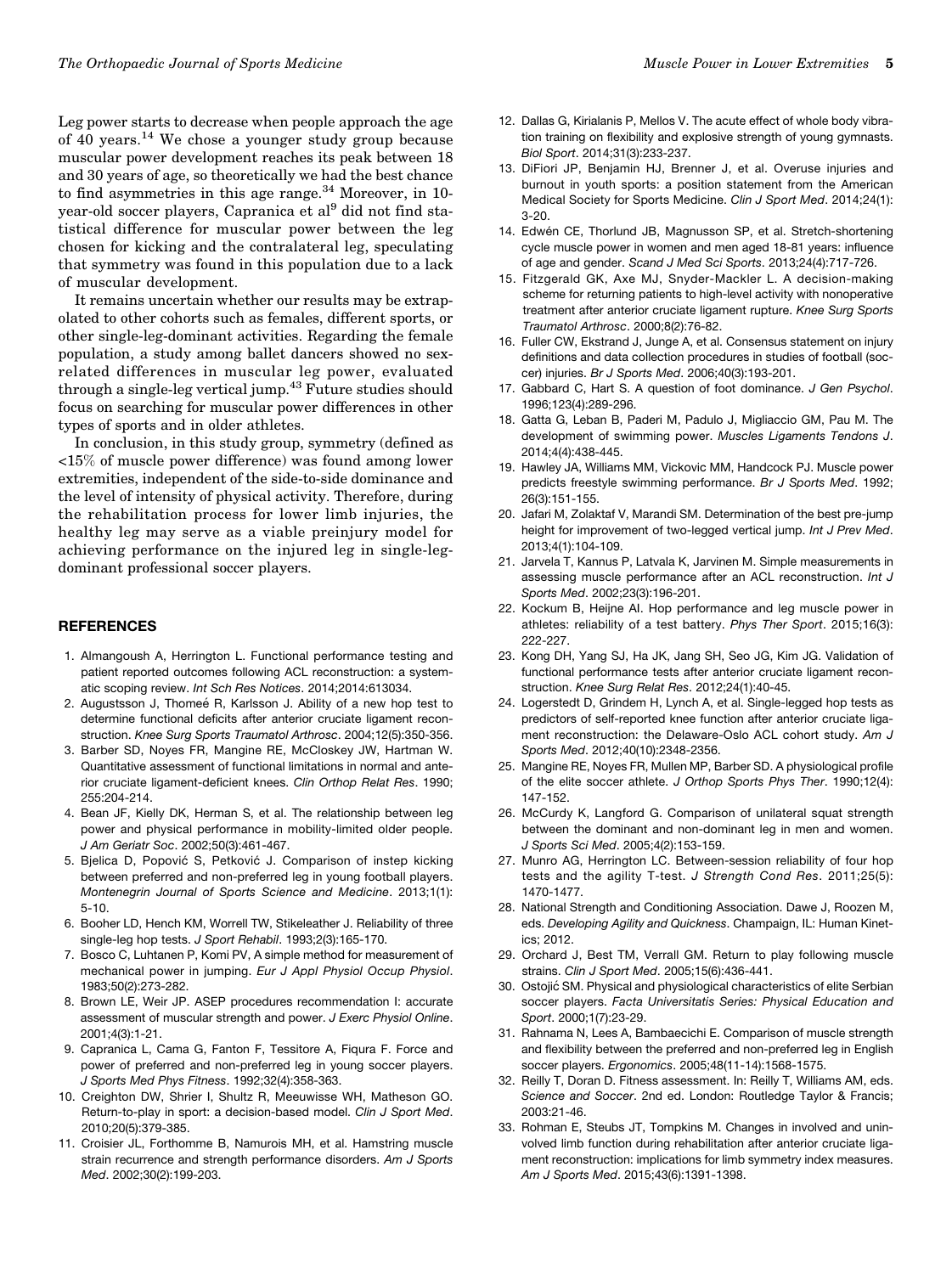Leg power starts to decrease when people approach the age of 40 years.[14] We chose a younger study group because muscular power development reaches its peak between 18 and 30 years of age, so theoretically we had the best chance to find asymmetries in this age range.[34] Moreover, in 10-year-old soccer players, Capranica et al[9] did not find statistical difference for muscular power between the leg chosen for kicking and the contralateral leg, speculating that symmetry was found in this population due to a lack of muscular development.

It remains uncertain whether our results may be extrapolated to other cohorts such as females, different sports, or other single-leg-dominant activities. Regarding the female population, a study among ballet dancers showed no sex-related differences in muscular leg power, evaluated through a single-leg vertical jump.[43] Future studies should focus on searching for muscular power differences in other types of sports and in older athletes.

In conclusion, in this study group, symmetry (defined as <15% of muscle power difference) was found among lower extremities, independent of the side-to-side dominance and the level of intensity of physical activity. Therefore, during the rehabilitation process for lower limb injuries, the healthy leg may serve as a viable preinjury model for achieving performance on the injured leg in single-leg-dominant professional soccer players.

## REFERENCES

1. Almangoush A, Herrington L. Functional performance testing and patient reported outcomes following ACL reconstruction: a systematic scoping review. *Int Sch Res Notices*. 2014;2014:613034.
2. Augustsson J, Thomeé R, Karlsson J. Ability of a new hop test to determine functional deficits after anterior cruciate ligament reconstruction. *Knee Surg Sports Traumatol Arthrosc*. 2004;12(5):350-356.
3. Barber SD, Noyes FR, Mangine RE, McCloskey JW, Hartman W. Quantitative assessment of functional limitations in normal and anterior cruciate ligament-deficient knees. *Clin Orthop Relat Res*. 1990; 255:204-214.
4. Bean JF, Kielly DK, Herman S, et al. The relationship between leg power and physical performance in mobility-limited older people. *J Am Geriatr Soc*. 2002;50(3):461-467.
5. Bjelica D, Popović S, Petković J. Comparison of instep kicking between preferred and non-preferred leg in young football players. *Montenegrin Journal of Sports Science and Medicine*. 2013;1(1): 5-10.
6. Booher LD, Hench KM, Worrell TW, Stikeleather J. Reliability of three single-leg hop tests. *J Sport Rehabil*. 1993;2(3):165-170.
7. Bosco C, Luhtanen P, Komi PV, A simple method for measurement of mechanical power in jumping. *Eur J Appl Physiol Occup Physiol*. 1983;50(2):273-282.
8. Brown LE, Weir JP. ASEP procedures recommendation I: accurate assessment of muscular strength and power. *J Exerc Physiol Online*. 2001;4(3):1-21.
9. Capranica L, Cama G, Fanton F, Tessitore A, Fiqura F. Force and power of preferred and non-preferred leg in young soccer players. *J Sports Med Phys Fitness*. 1992;32(4):358-363.
10. Creighton DW, Shrier I, Shultz R, Meeuwisse WH, Matheson GO. Return-to-play in sport: a decision-based model. *Clin J Sport Med*. 2010;20(5):379-385.
11. Croisier JL, Forthomme B, Namurois MH, et al. Hamstring muscle strain recurrence and strength performance disorders. *Am J Sports Med*. 2002;30(2):199-203.
12. Dallas G, Kirialanis P, Mellos V. The acute effect of whole body vibration training on flexibility and explosive strength of young gymnasts. *Biol Sport*. 2014;31(3):233-237.
13. DiFiori JP, Benjamin HJ, Brenner J, et al. Overuse injuries and burnout in youth sports: a position statement from the American Medical Society for Sports Medicine. *Clin J Sport Med*. 2014;24(1): 3-20.
14. Edwén CE, Thorlund JB, Magnusson SP, et al. Stretch-shortening cycle muscle power in women and men aged 18-81 years: influence of age and gender. *Scand J Med Sci Sports*. 2013;24(4):717-726.
15. Fitzgerald GK, Axe MJ, Snyder-Mackler L. A decision-making scheme for returning patients to high-level activity with nonoperative treatment after anterior cruciate ligament rupture. *Knee Surg Sports Traumatol Arthrosc*. 2000;8(2):76-82.
16. Fuller CW, Ekstrand J, Junge A, et al. Consensus statement on injury definitions and data collection procedures in studies of football (soccer) injuries. *Br J Sports Med*. 2006;40(3):193-201.
17. Gabbard C, Hart S. A question of foot dominance. *J Gen Psychol*. 1996;123(4):289-296.
18. Gatta G, Leban B, Paderi M, Padulo J, Migliaccio GM, Pau M. The development of swimming power. *Muscles Ligaments Tendons J*. 2014;4(4):438-445.
19. Hawley JA, Williams MM, Vickovic MM, Handcock PJ. Muscle power predicts freestyle swimming performance. *Br J Sports Med*. 1992; 26(3):151-155.
20. Jafari M, Zolaktaf V, Marandi SM. Determination of the best pre-jump height for improvement of two-legged vertical jump. *Int J Prev Med*. 2013;4(1):104-109.
21. Jarvela T, Kannus P, Latvala K, Jarvinen M. Simple measurements in assessing muscle performance after an ACL reconstruction. *Int J Sports Med*. 2002;23(3):196-201.
22. Kockum B, Heijne AI. Hop performance and leg muscle power in athletes: reliability of a test battery. *Phys Ther Sport*. 2015;16(3): 222-227.
23. Kong DH, Yang SJ, Ha JK, Jang SH, Seo JG, Kim JG. Validation of functional performance tests after anterior cruciate ligament reconstruction. *Knee Surg Relat Res*. 2012;24(1):40-45.
24. Logerstedt D, Grindem H, Lynch A, et al. Single-legged hop tests as predictors of self-reported knee function after anterior cruciate ligament reconstruction: the Delaware-Oslo ACL cohort study. *Am J Sports Med*. 2012;40(10):2348-2356.
25. Mangine RE, Noyes FR, Mullen MP, Barber SD. A physiological profile of the elite soccer athlete. *J Orthop Sports Phys Ther*. 1990;12(4): 147-152.
26. McCurdy K, Langford G. Comparison of unilateral squat strength between the dominant and non-dominant leg in men and women. *J Sports Sci Med*. 2005;4(2):153-159.
27. Munro AG, Herrington LC. Between-session reliability of four hop tests and the agility T-test. *J Strength Cond Res*. 2011;25(5): 1470-1477.
28. National Strength and Conditioning Association. Dawe J, Roozen M, eds. *Developing Agility and Quickness*. Champaign, IL: Human Kinetics; 2012.
29. Orchard J, Best TM, Verrall GM. Return to play following muscle strains. *Clin J Sport Med*. 2005;15(6):436-441.
30. Ostojić SM. Physical and physiological characteristics of elite Serbian soccer players. *Facta Universitatis Series: Physical Education and Sport*. 2000;1(7):23-29.
31. Rahnama N, Lees A, Bambaecichi E. Comparison of muscle strength and flexibility between the preferred and non-preferred leg in English soccer players. *Ergonomics*. 2005;48(11-14):1568-1575.
32. Reilly T, Doran D. Fitness assessment. In: Reilly T, Williams AM, eds. *Science and Soccer*. 2nd ed. London: Routledge Taylor & Francis; 2003:21-46.
33. Rohman E, Steubs JT, Tompkins M. Changes in involved and uninvolved limb function during rehabilitation after anterior cruciate ligament reconstruction: implications for limb symmetry index measures. *Am J Sports Med*. 2015;43(6):1391-1398.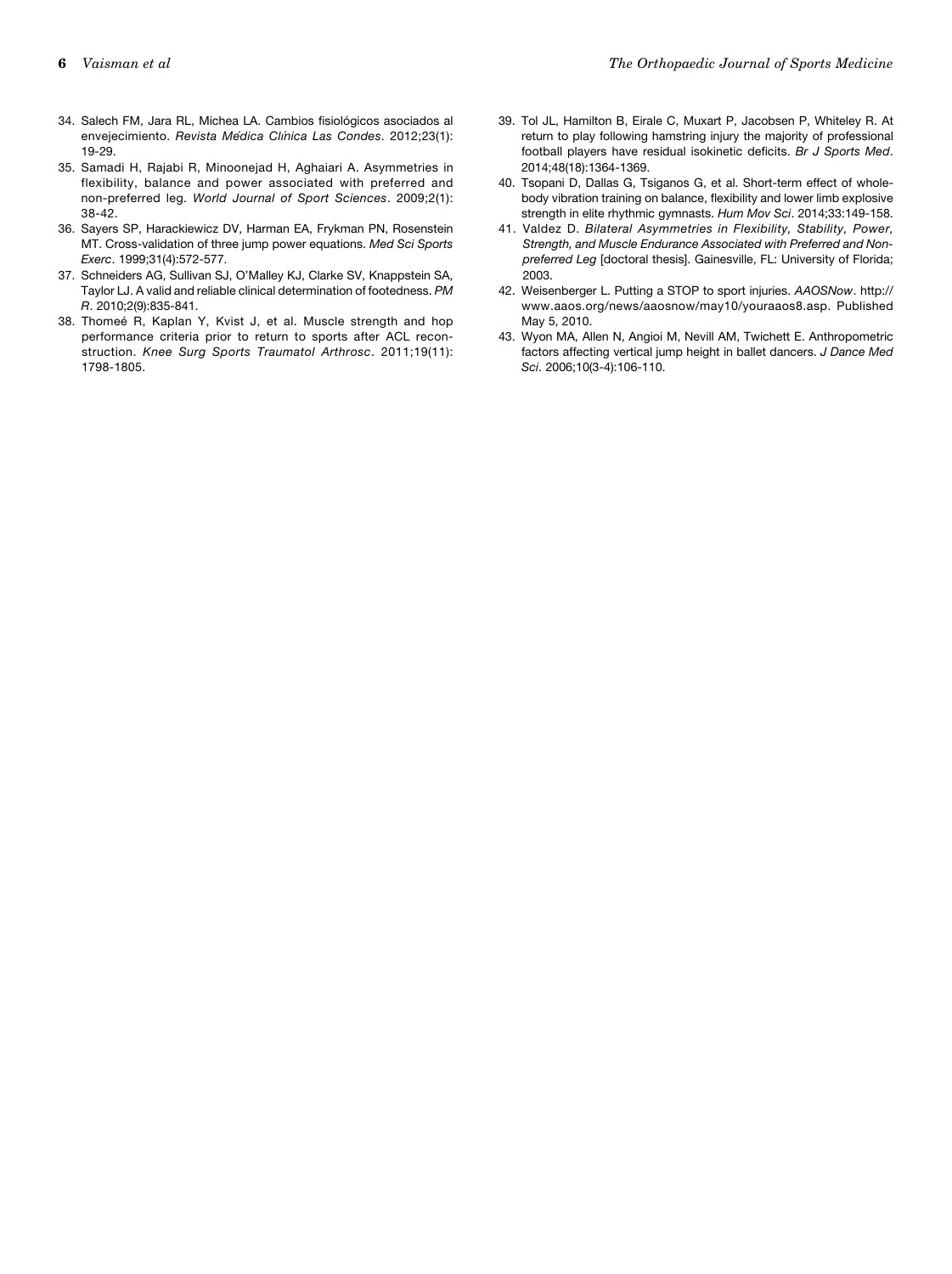34. Salech FM, Jara RL, Michea LA. Cambios fisiológicos asociados al envejecimiento. *Revista Médica Clínica Las Condes*. 2012;23(1): 19-29.
35. Samadi H, Rajabi R, Minoonejad H, Aghaiari A. Asymmetries in flexibility, balance and power associated with preferred and non-preferred leg. *World Journal of Sport Sciences*. 2009;2(1): 38-42.
36. Sayers SP, Harackiewicz DV, Harman EA, Frykman PN, Rosenstein MT. Cross-validation of three jump power equations. *Med Sci Sports Exerc*. 1999;31(4):572-577.
37. Schneiders AG, Sullivan SJ, O'Malley KJ, Clarke SV, Knappstein SA, Taylor LJ. A valid and reliable clinical determination of footedness. *PM R*. 2010;2(9):835-841.
38. Thomeé R, Kaplan Y, Kvist J, et al. Muscle strength and hop performance criteria prior to return to sports after ACL reconstruction. *Knee Surg Sports Traumatol Arthrosc*. 2011;19(11): 1798-1805.
39. Tol JL, Hamilton B, Eirale C, Muxart P, Jacobsen P, Whiteley R. At return to play following hamstring injury the majority of professional football players have residual isokinetic deficits. *Br J Sports Med*. 2014;48(18):1364-1369.
40. Tsopani D, Dallas G, Tsiganos G, et al. Short-term effect of whole-body vibration training on balance, flexibility and lower limb explosive strength in elite rhythmic gymnasts. *Hum Mov Sci*. 2014;33:149-158.
41. Valdez D. *Bilateral Asymmetries in Flexibility, Stability, Power, Strength, and Muscle Endurance Associated with Preferred and Non-preferred Leg* [doctoral thesis]. Gainesville, FL: University of Florida; 2003.
42. Weisenberger L. Putting a STOP to sport injuries. *AAOSNow*. http://www.aaos.org/news/aaosnow/may10/youraaos8.asp. Published May 5, 2010.
43. Wyon MA, Allen N, Angioi M, Nevill AM, Twichett E. Anthropometric factors affecting vertical jump height in ballet dancers. *J Dance Med Sci*. 2006;10(3-4):106-110.